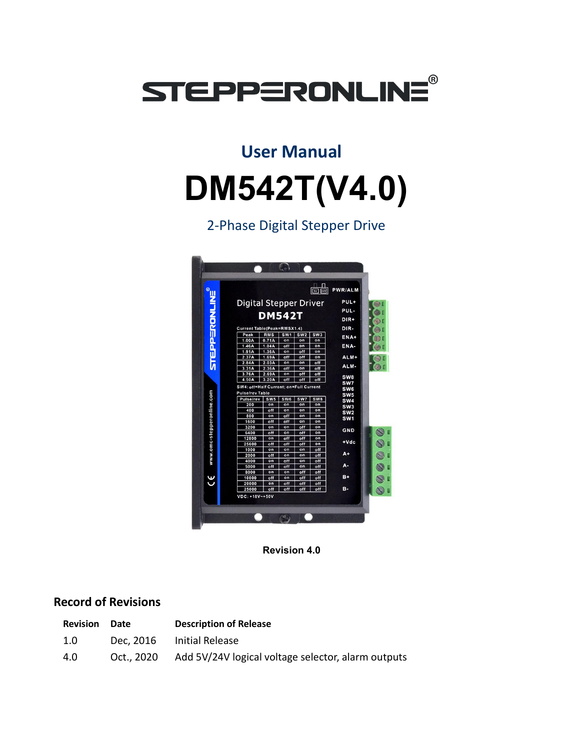# STEPPERONLINE®

## User Manual

# DM542T(V4.0)

2-Phase Digital Stepper Drive

Revision 4.0

### Record of Revisions

| Revision | Date | Description of Release |
|---|---|---|
| 1.0 | Dec, 2016 | Initial Release |
| 4.0 | Oct., 2020 | Add 5V/24V logical voltage selector, alarm outputs |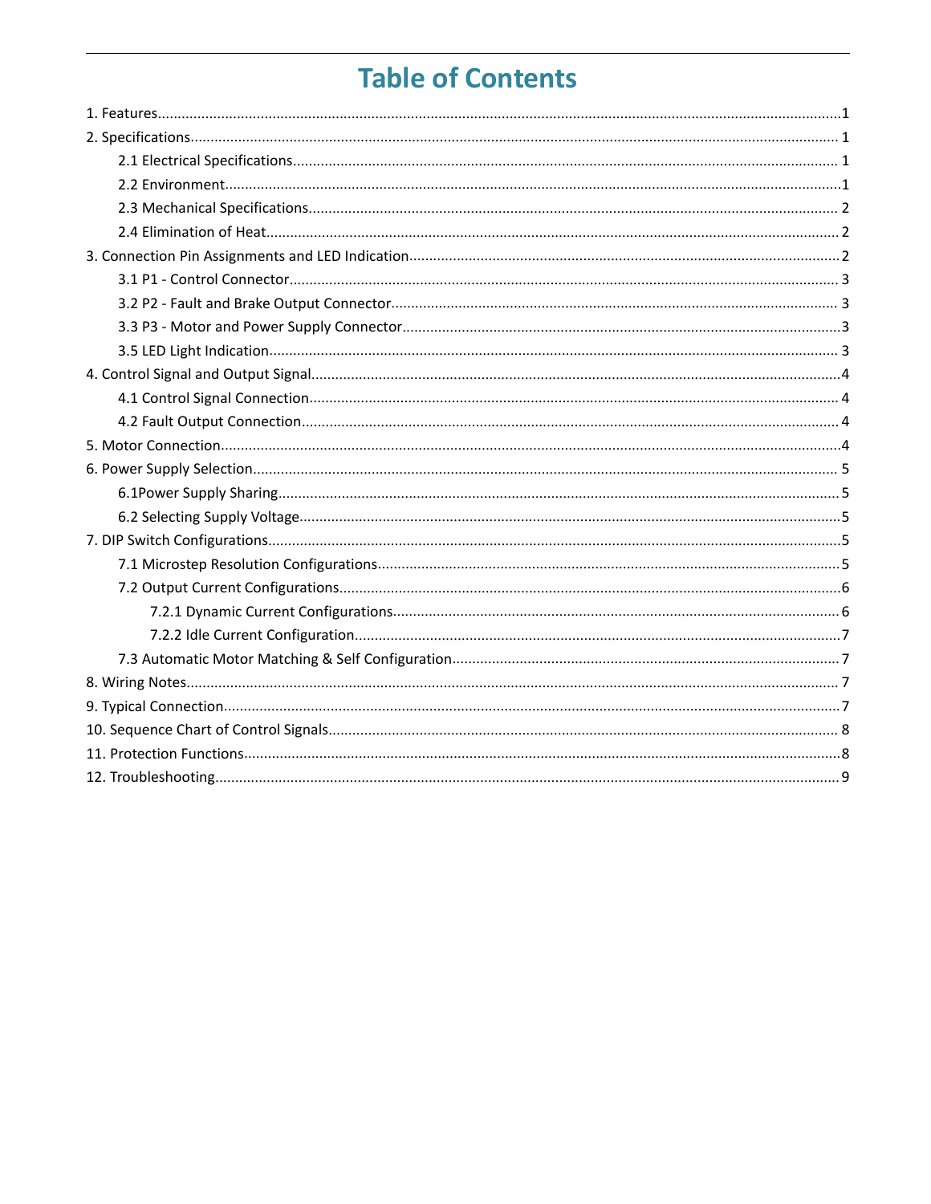# Table of Contents

1. Features........................................................................................................1
2. Specifications................................................................................................1
    - 2.1 Electrical Specifications.........................................................................1
    - 2.2 Environment..........................................................................................1
    - 2.3 Mechanical Specifications......................................................................2
    - 2.4 Elimination of Heat................................................................................2
3. Connection Pin Assignments and LED Indication..........................................2
    - 3.1 P1 - Control Connector..........................................................................3
    - 3.2 P2 - Fault and Brake Output Connector.................................................3
    - 3.3 P3 - Motor and Power Supply Connector...............................................3
    - 3.5 LED Light Indication..............................................................................3
4. Control Signal and Output Signal...................................................................4
    - 4.1 Control Signal Connection.....................................................................4
    - 4.2 Fault Output Connection........................................................................4
5. Motor Connection...........................................................................................4
6. Power Supply Selection..................................................................................5
    - 6.1Power Supply Sharing............................................................................5
    - 6.2 Selecting Supply Voltage.......................................................................5
7. DIP Switch Configurations..............................................................................5
    - 7.1 Microstep Resolution Configurations.....................................................5
    - 7.2 Output Current Configurations...............................................................6
        - 7.2.1 Dynamic Current Configurations.....................................................6
        - 7.2.2 Idle Current Configuration...............................................................7
    - 7.3 Automatic Motor Matching & Self Configuration....................................7
8. Wiring Notes...................................................................................................7
9. Typical Connection..........................................................................................7
10. Sequence Chart of Control Signals...............................................................8
11. Protection Functions......................................................................................8
12. Troubleshooting............................................................................................9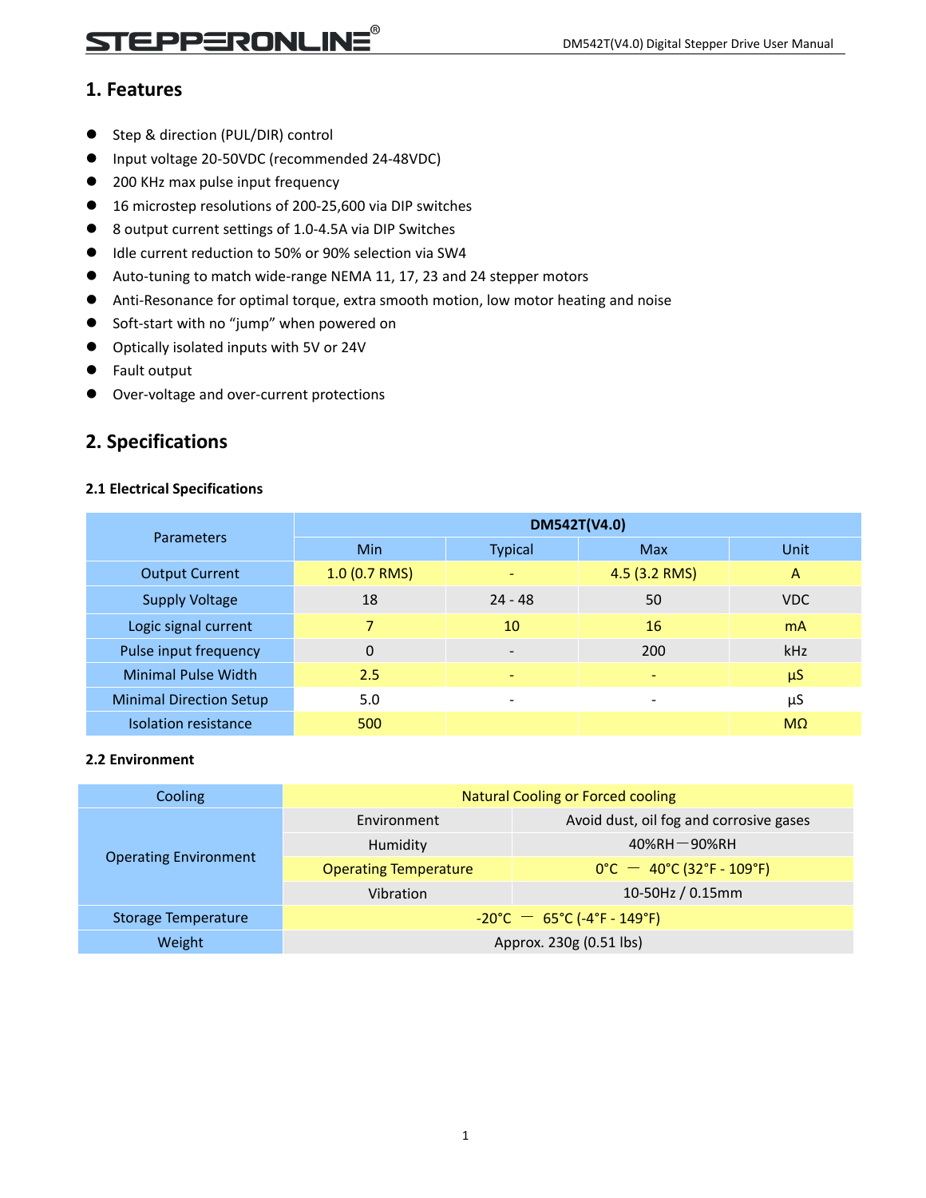## 1. Features

- Step & direction (PUL/DIR) control
- Input voltage 20-50VDC (recommended 24-48VDC)
- 200 KHz max pulse input frequency
- 16 microstep resolutions of 200-25,600 via DIP switches
- 8 output current settings of 1.0-4.5A via DIP Switches
- Idle current reduction to 50% or 90% selection via SW4
- Auto-tuning to match wide-range NEMA 11, 17, 23 and 24 stepper motors
- Anti-Resonance for optimal torque, extra smooth motion, low motor heating and noise
- Soft-start with no “jump” when powered on
- Optically isolated inputs with 5V or 24V
- Fault output
- Over-voltage and over-current protections

## 2. Specifications

### 2.1 Electrical Specifications

| Parameters | DM542T(V4.0) | | | |
|---|---|---|---|---|
| | Min | Typical | Max | Unit |
| Output Current | 1.0 (0.7 RMS) | - | 4.5 (3.2 RMS) | A |
| Supply Voltage | 18 | 24 - 48 | 50 | VDC |
| Logic signal current | 7 | 10 | 16 | mA |
| Pulse input frequency | 0 | - | 200 | kHz |
| Minimal Pulse Width | 2.5 | - | - | µS |
| Minimal Direction Setup | 5.0 | - | - | µS |
| Isolation resistance | 500 | | | MΩ |

### 2.2 Environment

| Cooling | Natural Cooling or Forced cooling | |
|---|---|---|
| Operating Environment | Environment | Avoid dust, oil fog and corrosive gases |
| | Humidity | 40%RH－90%RH |
| | Operating Temperature | 0°C — 40°C (32°F - 109°F) |
| | Vibration | 10-50Hz / 0.15mm |
| Storage Temperature | -20°C — 65°C (-4°F - 149°F) | |
| Weight | Approx. 230g (0.51 lbs) | |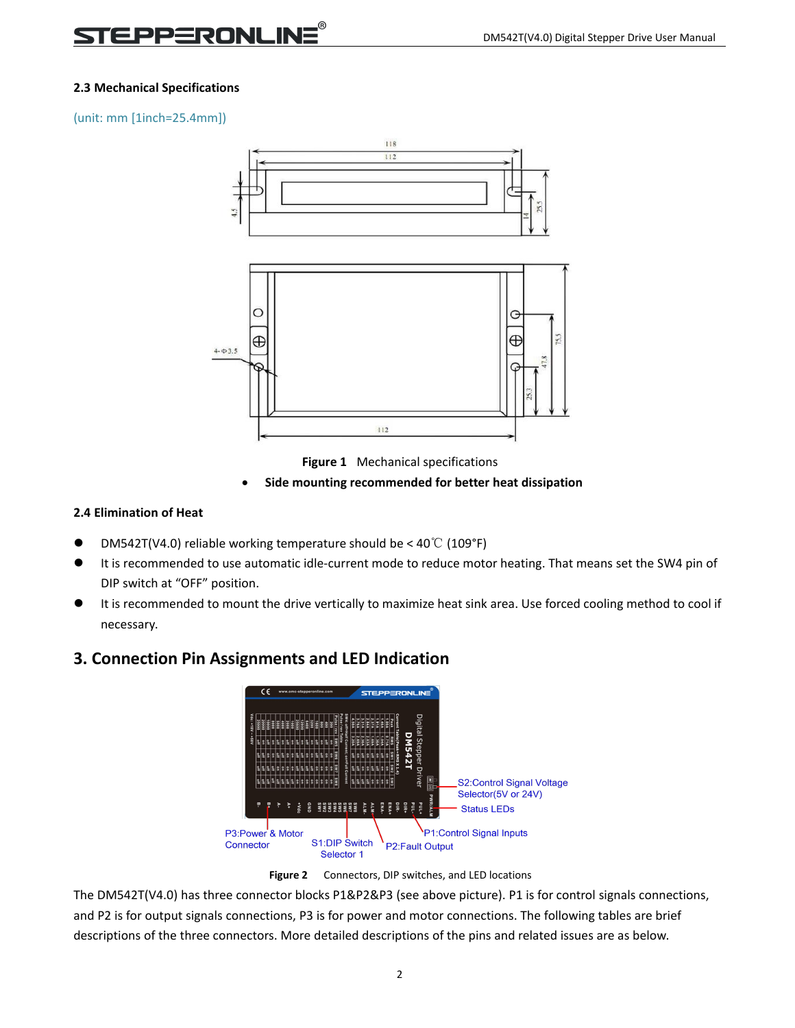### 2.3 Mechanical Specifications

(unit: mm [1inch=25.4mm])

**Figure 1** Mechanical specifications

- **Side mounting recommended for better heat dissipation**

### 2.4 Elimination of Heat

- DM542T(V4.0) reliable working temperature should be < 40℃ (109°F)
- It is recommended to use automatic idle-current mode to reduce motor heating. That means set the SW4 pin of DIP switch at "OFF" position.
- It is recommended to mount the drive vertically to maximize heat sink area. Use forced cooling method to cool if necessary.

## 3. Connection Pin Assignments and LED Indication

**Figure 2** Connectors, DIP switches, and LED locations

The DM542T(V4.0) has three connector blocks P1&P2&P3 (see above picture). P1 is for control signals connections, and P2 is for output signals connections, P3 is for power and motor connections. The following tables are brief descriptions of the three connectors. More detailed descriptions of the pins and related issues are as below.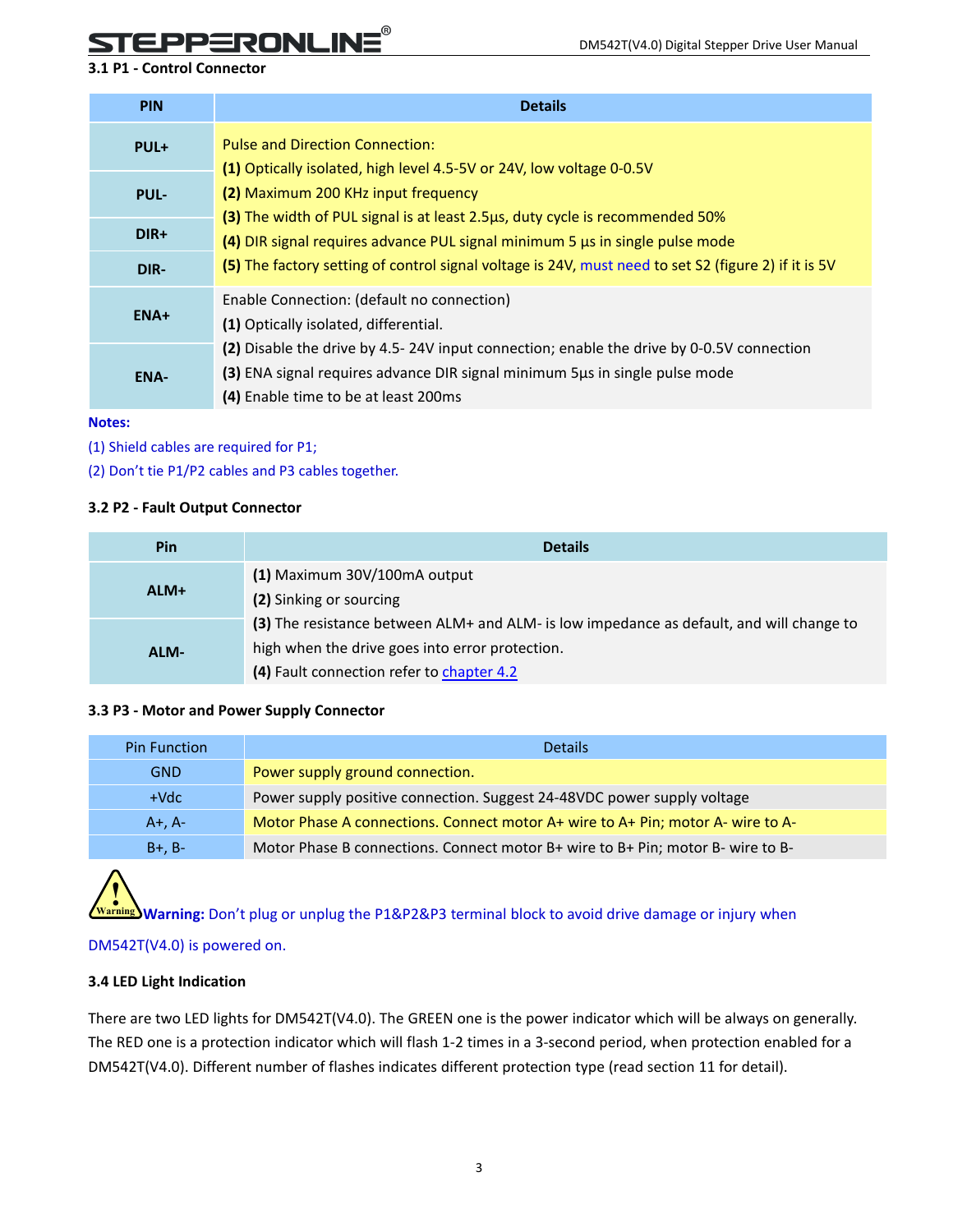### 3.1 P1 - Control Connector

| PIN | Details |
| --- | --- |
| PUL+ | Pulse and Direction Connection:<br>**(1)** Optically isolated, high level 4.5-5V or 24V, low voltage 0-0.5V<br>**(2)** Maximum 200 KHz input frequency<br>**(3)** The width of PUL signal is at least 2.5μs, duty cycle is recommended 50%<br>**(4)** DIR signal requires advance PUL signal minimum 5 μs in single pulse mode<br>**(5)** The factory setting of control signal voltage is 24V, must need to set S2 (figure 2) if it is 5V |
| PUL- | |
| DIR+ | |
| DIR- | |
| ENA+ | Enable Connection: (default no connection)<br>**(1)** Optically isolated, differential.<br>**(2)** Disable the drive by 4.5- 24V input connection; enable the drive by 0-0.5V connection<br>**(3)** ENA signal requires advance DIR signal minimum 5μs in single pulse mode<br>**(4)** Enable time to be at least 200ms |
| ENA- | |

**Notes:**

(1) Shield cables are required for P1;

(2) Don't tie P1/P2 cables and P3 cables together.

### 3.2 P2 - Fault Output Connector

| Pin | Details |
| --- | --- |
| ALM+ | **(1)** Maximum 30V/100mA output<br>**(2)** Sinking or sourcing<br>**(3)** The resistance between ALM+ and ALM- is low impedance as default, and will change to high when the drive goes into error protection.<br>**(4)** Fault connection refer to chapter 4.2 |
| ALM- | |

### 3.3 P3 - Motor and Power Supply Connector

| Pin Function | Details |
| --- | --- |
| GND | Power supply ground connection. |
| +Vdc | Power supply positive connection. Suggest 24-48VDC power supply voltage |
| A+, A- | Motor Phase A connections. Connect motor A+ wire to A+ Pin; motor A- wire to A- |
| B+, B- | Motor Phase B connections. Connect motor B+ wire to B+ Pin; motor B- wire to B- |

Warning

**Warning:** Don't plug or unplug the P1&P2&P3 terminal block to avoid drive damage or injury when DM542T(V4.0) is powered on.

### 3.4 LED Light Indication

There are two LED lights for DM542T(V4.0). The GREEN one is the power indicator which will be always on generally. The RED one is a protection indicator which will flash 1-2 times in a 3-second period, when protection enabled for a DM542T(V4.0). Different number of flashes indicates different protection type (read section 11 for detail).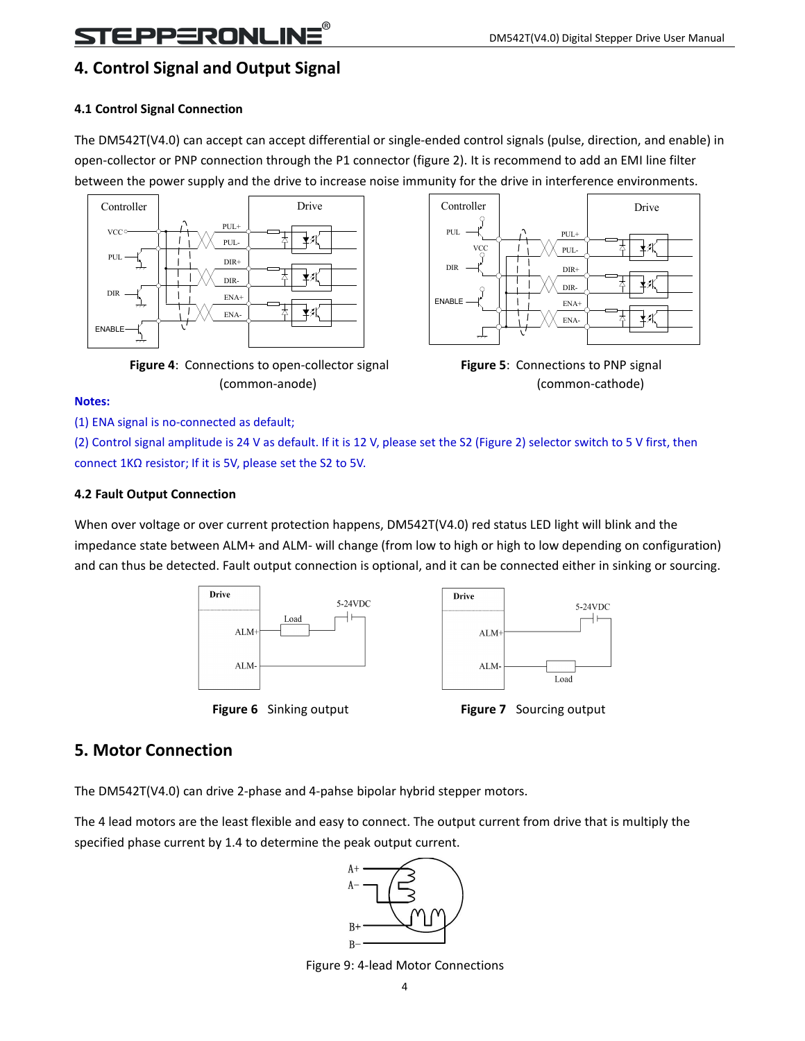# 4. Control Signal and Output Signal

### 4.1 Control Signal Connection

The DM542T(V4.0) can accept can accept differential or single-ended control signals (pulse, direction, and enable) in open-collector or PNP connection through the P1 connector (figure 2). It is recommend to add an EMI line filter between the power supply and the drive to increase noise immunity for the drive in interference environments.

**Figure 4**: Connections to open-collector signal (common-anode)

**Figure 5**: Connections to PNP signal (common-cathode)

**Notes:**

(1) ENA signal is no-connected as default;

(2) Control signal amplitude is 24 V as default. If it is 12 V, please set the S2 (Figure 2) selector switch to 5 V first, then connect 1KΩ resistor; If it is 5V, please set the S2 to 5V.

### 4.2 Fault Output Connection

When over voltage or over current protection happens, DM542T(V4.0) red status LED light will blink and the impedance state between ALM+ and ALM- will change (from low to high or high to low depending on configuration) and can thus be detected. Fault output connection is optional, and it can be connected either in sinking or sourcing.

**Figure 6** Sinking output

**Figure 7** Sourcing output

# 5. Motor Connection

The DM542T(V4.0) can drive 2-phase and 4-pahse bipolar hybrid stepper motors.

The 4 lead motors are the least flexible and easy to connect. The output current from drive that is multiply the specified phase current by 1.4 to determine the peak output current.

Figure 9: 4-lead Motor Connections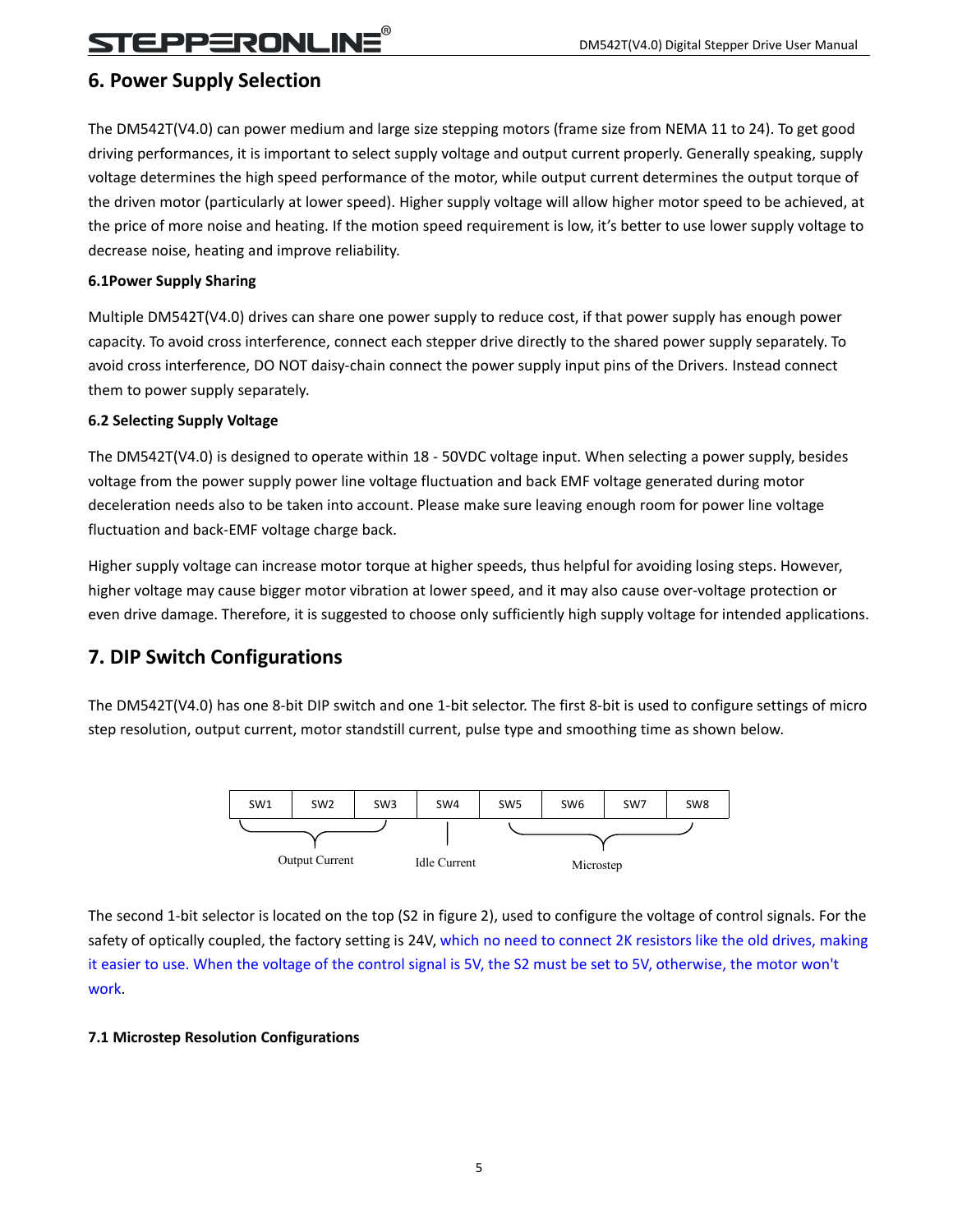## 6. Power Supply Selection

The DM542T(V4.0) can power medium and large size stepping motors (frame size from NEMA 11 to 24). To get good driving performances, it is important to select supply voltage and output current properly. Generally speaking, supply voltage determines the high speed performance of the motor, while output current determines the output torque of the driven motor (particularly at lower speed). Higher supply voltage will allow higher motor speed to be achieved, at the price of more noise and heating. If the motion speed requirement is low, it's better to use lower supply voltage to decrease noise, heating and improve reliability.

### 6.1Power Supply Sharing

Multiple DM542T(V4.0) drives can share one power supply to reduce cost, if that power supply has enough power capacity. To avoid cross interference, connect each stepper drive directly to the shared power supply separately. To avoid cross interference, DO NOT daisy-chain connect the power supply input pins of the Drivers. Instead connect them to power supply separately.

### 6.2 Selecting Supply Voltage

The DM542T(V4.0) is designed to operate within 18 - 50VDC voltage input. When selecting a power supply, besides voltage from the power supply power line voltage fluctuation and back EMF voltage generated during motor deceleration needs also to be taken into account. Please make sure leaving enough room for power line voltage fluctuation and back-EMF voltage charge back.

Higher supply voltage can increase motor torque at higher speeds, thus helpful for avoiding losing steps. However, higher voltage may cause bigger motor vibration at lower speed, and it may also cause over-voltage protection or even drive damage. Therefore, it is suggested to choose only sufficiently high supply voltage for intended applications.

## 7. DIP Switch Configurations

The DM542T(V4.0) has one 8-bit DIP switch and one 1-bit selector. The first 8-bit is used to configure settings of micro step resolution, output current, motor standstill current, pulse type and smoothing time as shown below.

| SW1 | SW2 | SW3 | SW4 | SW5 | SW6 | SW7 | SW8 |
|---|---|---|---|---|---|---|---|
| Output Current | | | Idle Current | Microstep | | | |

The second 1-bit selector is located on the top (S2 in figure 2), used to configure the voltage of control signals. For the safety of optically coupled, the factory setting is 24V, which no need to connect 2K resistors like the old drives, making it easier to use. When the voltage of the control signal is 5V, the S2 must be set to 5V, otherwise, the motor won't work.

### 7.1 Microstep Resolution Configurations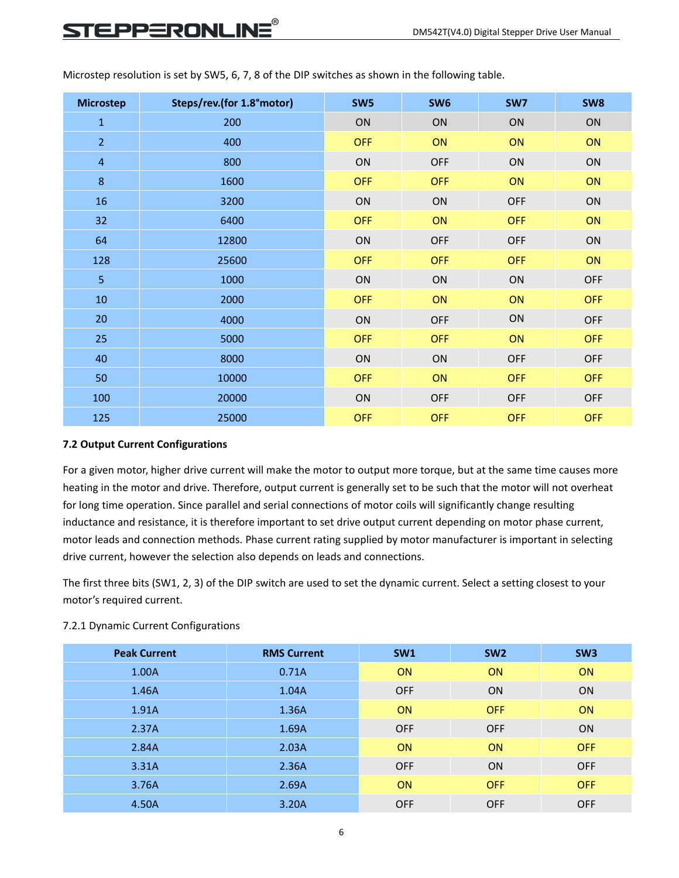Microstep resolution is set by SW5, 6, 7, 8 of the DIP switches as shown in the following table.

| Microstep | Steps/rev.(for 1.8°motor) | SW5 | SW6 | SW7 | SW8 |
|---|---|---|---|---|---|
| 1 | 200 | ON | ON | ON | ON |
| 2 | 400 | OFF | ON | ON | ON |
| 4 | 800 | ON | OFF | ON | ON |
| 8 | 1600 | OFF | OFF | ON | ON |
| 16 | 3200 | ON | ON | OFF | ON |
| 32 | 6400 | OFF | ON | OFF | ON |
| 64 | 12800 | ON | OFF | OFF | ON |
| 128 | 25600 | OFF | OFF | OFF | ON |
| 5 | 1000 | ON | ON | ON | OFF |
| 10 | 2000 | OFF | ON | ON | OFF |
| 20 | 4000 | ON | OFF | ON | OFF |
| 25 | 5000 | OFF | OFF | ON | OFF |
| 40 | 8000 | ON | ON | OFF | OFF |
| 50 | 10000 | OFF | ON | OFF | OFF |
| 100 | 20000 | ON | OFF | OFF | OFF |
| 125 | 25000 | OFF | OFF | OFF | OFF |

**7.2 Output Current Configurations**

For a given motor, higher drive current will make the motor to output more torque, but at the same time causes more heating in the motor and drive. Therefore, output current is generally set to be such that the motor will not overheat for long time operation. Since parallel and serial connections of motor coils will significantly change resulting inductance and resistance, it is therefore important to set drive output current depending on motor phase current, motor leads and connection methods. Phase current rating supplied by motor manufacturer is important in selecting drive current, however the selection also depends on leads and connections.

The first three bits (SW1, 2, 3) of the DIP switch are used to set the dynamic current. Select a setting closest to your motor's required current.

7.2.1 Dynamic Current Configurations

| Peak Current | RMS Current | SW1 | SW2 | SW3 |
|---|---|---|---|---|
| 1.00A | 0.71A | ON | ON | ON |
| 1.46A | 1.04A | OFF | ON | ON |
| 1.91A | 1.36A | ON | OFF | ON |
| 2.37A | 1.69A | OFF | OFF | ON |
| 2.84A | 2.03A | ON | ON | OFF |
| 3.31A | 2.36A | OFF | ON | OFF |
| 3.76A | 2.69A | ON | OFF | OFF |
| 4.50A | 3.20A | OFF | OFF | OFF |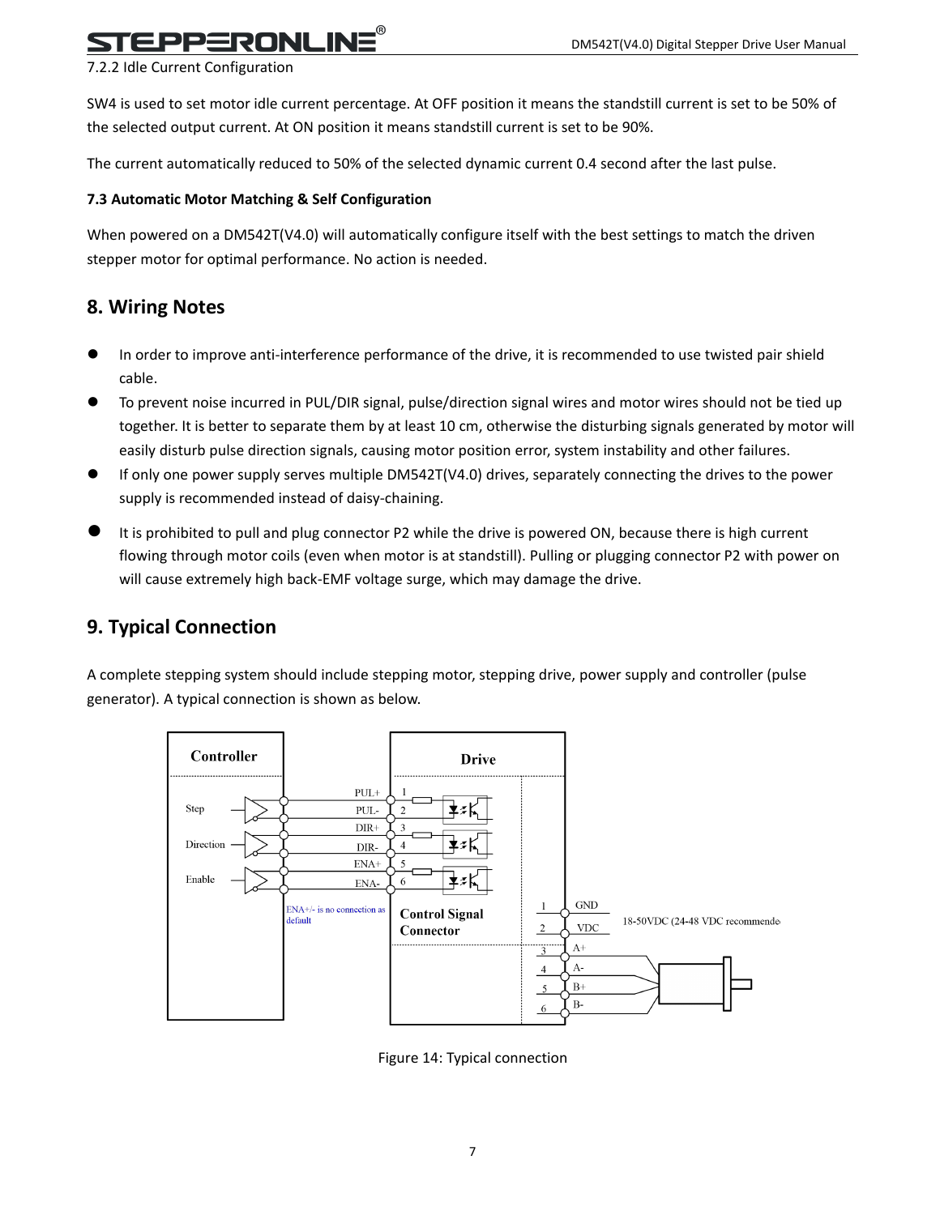7.2.2 Idle Current Configuration

SW4 is used to set motor idle current percentage. At OFF position it means the standstill current is set to be 50% of the selected output current. At ON position it means standstill current is set to be 90%.

The current automatically reduced to 50% of the selected dynamic current 0.4 second after the last pulse.

### 7.3 Automatic Motor Matching & Self Configuration

When powered on a DM542T(V4.0) will automatically configure itself with the best settings to match the driven stepper motor for optimal performance. No action is needed.

## 8. Wiring Notes

- In order to improve anti-interference performance of the drive, it is recommended to use twisted pair shield cable.
- To prevent noise incurred in PUL/DIR signal, pulse/direction signal wires and motor wires should not be tied up together. It is better to separate them by at least 10 cm, otherwise the disturbing signals generated by motor will easily disturb pulse direction signals, causing motor position error, system instability and other failures.
- If only one power supply serves multiple DM542T(V4.0) drives, separately connecting the drives to the power supply is recommended instead of daisy-chaining.
- It is prohibited to pull and plug connector P2 while the drive is powered ON, because there is high current flowing through motor coils (even when motor is at standstill). Pulling or plugging connector P2 with power on will cause extremely high back-EMF voltage surge, which may damage the drive.

## 9. Typical Connection

A complete stepping system should include stepping motor, stepping drive, power supply and controller (pulse generator). A typical connection is shown as below.

Figure 14: Typical connection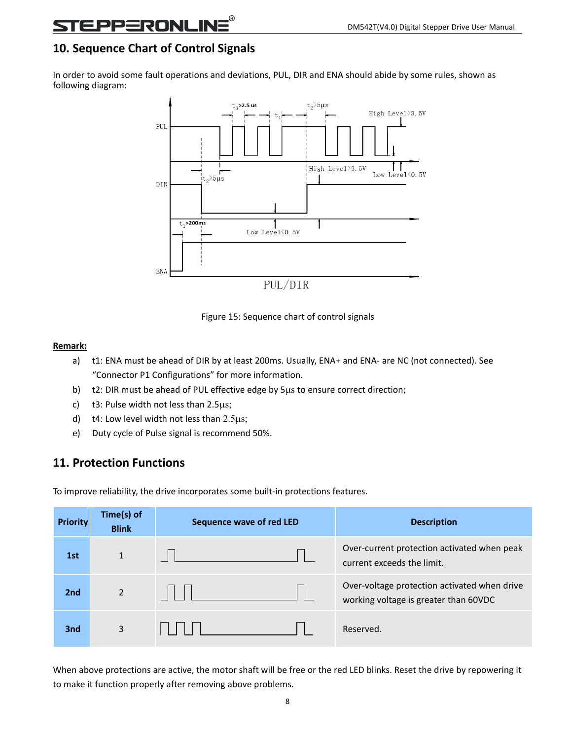## 10. Sequence Chart of Control Signals

In order to avoid some fault operations and deviations, PUL, DIR and ENA should abide by some rules, shown as following diagram:

Figure 15: Sequence chart of control signals

**Remark:**

a) t1: ENA must be ahead of DIR by at least 200ms. Usually, ENA+ and ENA- are NC (not connected). See "Connector P1 Configurations" for more information.

b) t2: DIR must be ahead of PUL effective edge by 5μs to ensure correct direction;

c) t3: Pulse width not less than 2.5μs;

d) t4: Low level width not less than 2.5μs;

e) Duty cycle of Pulse signal is recommend 50%.

## 11. Protection Functions

To improve reliability, the drive incorporates some built-in protections features.

| Priority | Time(s) of Blink | Sequence wave of red LED | Description |
|---|---|---|---|
| **1st** | 1 | | Over-current protection activated when peak current exceeds the limit. |
| **2nd** | 2 | | Over-voltage protection activated when drive working voltage is greater than 60VDC |
| **3nd** | 3 | | Reserved. |

When above protections are active, the motor shaft will be free or the red LED blinks. Reset the drive by repowering it to make it function properly after removing above problems.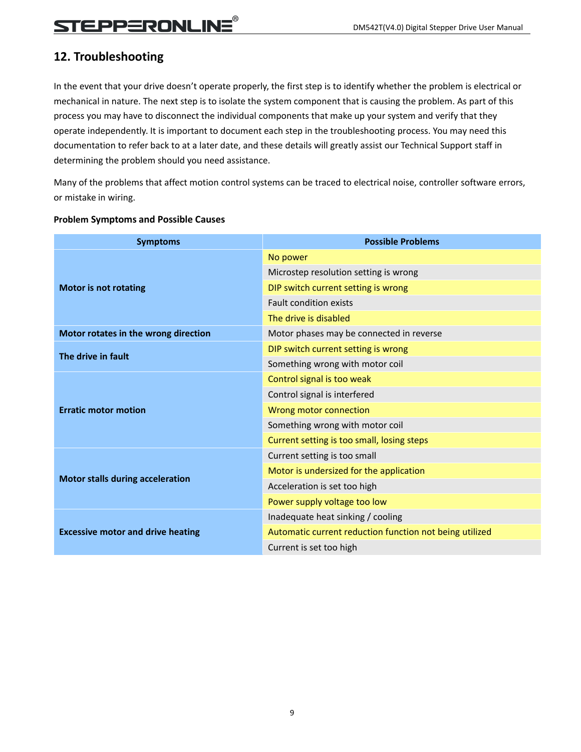## 12. Troubleshooting

In the event that your drive doesn't operate properly, the first step is to identify whether the problem is electrical or mechanical in nature. The next step is to isolate the system component that is causing the problem. As part of this process you may have to disconnect the individual components that make up your system and verify that they operate independently. It is important to document each step in the troubleshooting process. You may need this documentation to refer back to at a later date, and these details will greatly assist our Technical Support staff in determining the problem should you need assistance.

Many of the problems that affect motion control systems can be traced to electrical noise, controller software errors, or mistake in wiring.

**Problem Symptoms and Possible Causes**

| Symptoms | Possible Problems |
|---|---|
| **Motor is not rotating** | No power |
| | Microstep resolution setting is wrong |
| | DIP switch current setting is wrong |
| | Fault condition exists |
| | The drive is disabled |
| **Motor rotates in the wrong direction** | Motor phases may be connected in reverse |
| **The drive in fault** | DIP switch current setting is wrong |
| | Something wrong with motor coil |
| **Erratic motor motion** | Control signal is too weak |
| | Control signal is interfered |
| | Wrong motor connection |
| | Something wrong with motor coil |
| | Current setting is too small, losing steps |
| **Motor stalls during acceleration** | Current setting is too small |
| | Motor is undersized for the application |
| | Acceleration is set too high |
| | Power supply voltage too low |
| **Excessive motor and drive heating** | Inadequate heat sinking / cooling |
| | Automatic current reduction function not being utilized |
| | Current is set too high |